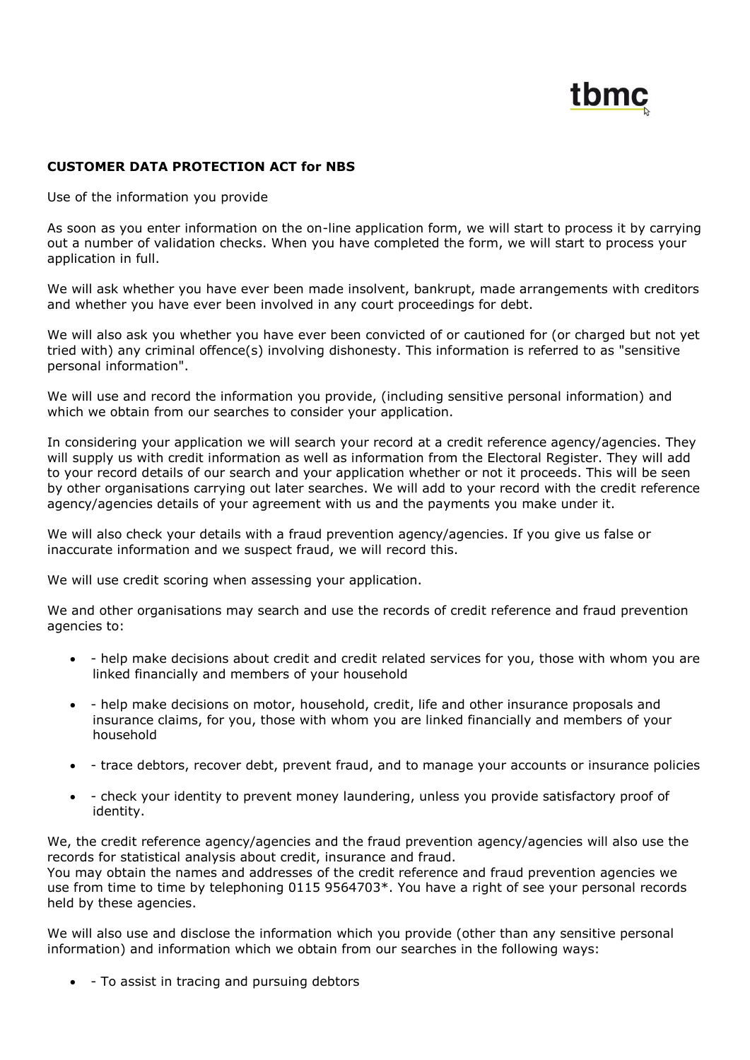tbmc

**CUSTOMER DATA PROTECTION ACT for NBS**

Use of the information you provide

As soon as you enter information on the on-line application form, we will start to process it by carrying out a number of validation checks. When you have completed the form, we will start to process your application in full.

We will ask whether you have ever been made insolvent, bankrupt, made arrangements with creditors and whether you have ever been involved in any court proceedings for debt.

We will also ask you whether you have ever been convicted of or cautioned for (or charged but not yet tried with) any criminal offence(s) involving dishonesty. This information is referred to as "sensitive personal information".

We will use and record the information you provide, (including sensitive personal information) and which we obtain from our searches to consider your application.

In considering your application we will search your record at a credit reference agency/agencies. They will supply us with credit information as well as information from the Electoral Register. They will add to your record details of our search and your application whether or not it proceeds. This will be seen by other organisations carrying out later searches. We will add to your record with the credit reference agency/agencies details of your agreement with us and the payments you make under it.

We will also check your details with a fraud prevention agency/agencies. If you give us false or inaccurate information and we suspect fraud, we will record this.

We will use credit scoring when assessing your application.

We and other organisations may search and use the records of credit reference and fraud prevention agencies to:

- - help make decisions about credit and credit related services for you, those with whom you are linked financially and members of your household
- - help make decisions on motor, household, credit, life and other insurance proposals and insurance claims, for you, those with whom you are linked financially and members of your household
- - trace debtors, recover debt, prevent fraud, and to manage your accounts or insurance policies
- - check your identity to prevent money laundering, unless you provide satisfactory proof of identity.

We, the credit reference agency/agencies and the fraud prevention agency/agencies will also use the records for statistical analysis about credit, insurance and fraud.
You may obtain the names and addresses of the credit reference and fraud prevention agencies we use from time to time by telephoning 0115 9564703*. You have a right of see your personal records held by these agencies.

We will also use and disclose the information which you provide (other than any sensitive personal information) and information which we obtain from our searches in the following ways:

- - To assist in tracing and pursuing debtors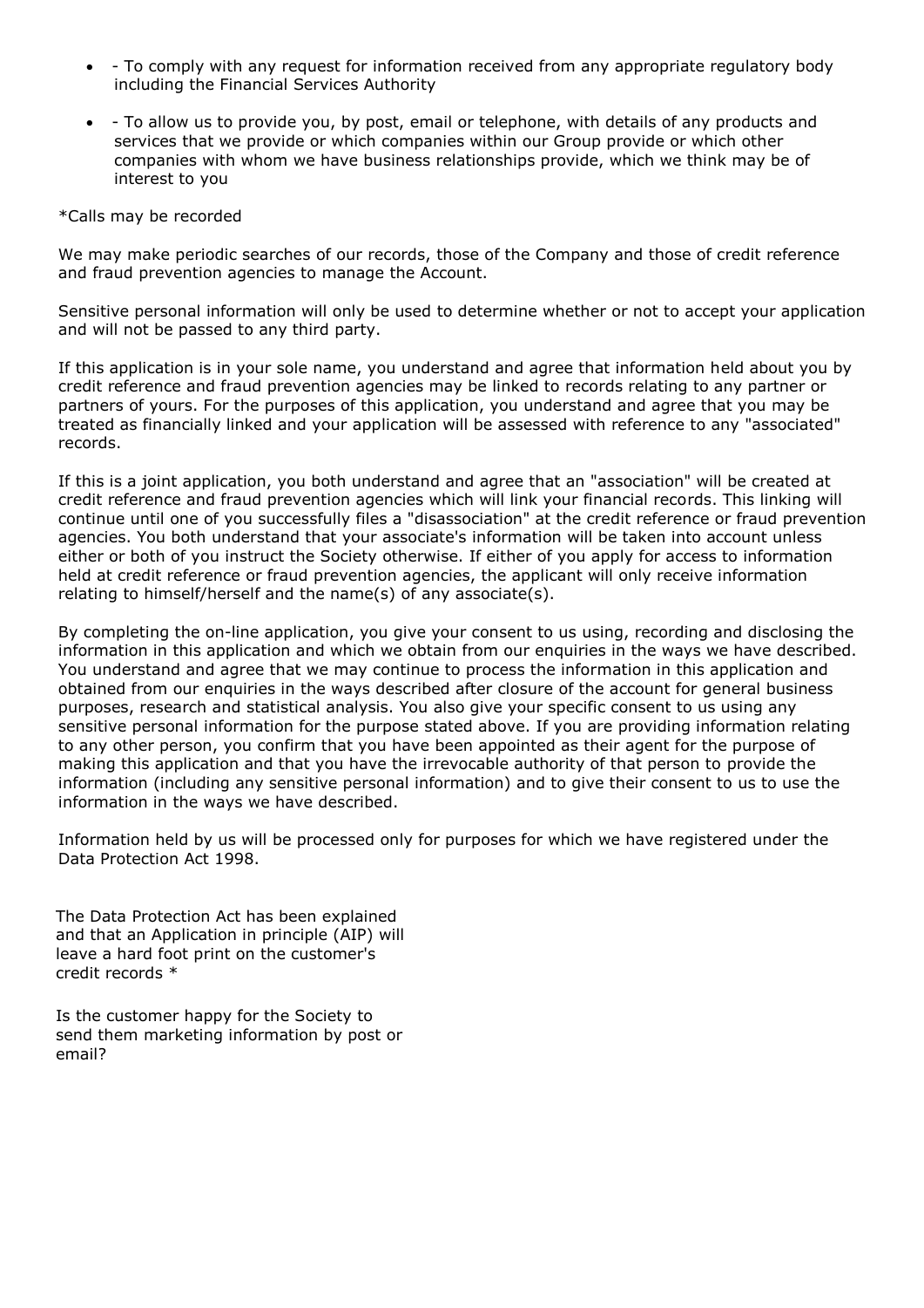- - To comply with any request for information received from any appropriate regulatory body including the Financial Services Authority
- - To allow us to provide you, by post, email or telephone, with details of any products and services that we provide or which companies within our Group provide or which other companies with whom we have business relationships provide, which we think may be of interest to you

*Calls may be recorded

We may make periodic searches of our records, those of the Company and those of credit reference and fraud prevention agencies to manage the Account.

Sensitive personal information will only be used to determine whether or not to accept your application and will not be passed to any third party.

If this application is in your sole name, you understand and agree that information held about you by credit reference and fraud prevention agencies may be linked to records relating to any partner or partners of yours. For the purposes of this application, you understand and agree that you may be treated as financially linked and your application will be assessed with reference to any "associated" records.

If this is a joint application, you both understand and agree that an "association" will be created at credit reference and fraud prevention agencies which will link your financial records. This linking will continue until one of you successfully files a "disassociation" at the credit reference or fraud prevention agencies. You both understand that your associate's information will be taken into account unless either or both of you instruct the Society otherwise. If either of you apply for access to information held at credit reference or fraud prevention agencies, the applicant will only receive information relating to himself/herself and the name(s) of any associate(s).

By completing the on-line application, you give your consent to us using, recording and disclosing the information in this application and which we obtain from our enquiries in the ways we have described. You understand and agree that we may continue to process the information in this application and obtained from our enquiries in the ways described after closure of the account for general business purposes, research and statistical analysis. You also give your specific consent to us using any sensitive personal information for the purpose stated above. If you are providing information relating to any other person, you confirm that you have been appointed as their agent for the purpose of making this application and that you have the irrevocable authority of that person to provide the information (including any sensitive personal information) and to give their consent to us to use the information in the ways we have described.

Information held by us will be processed only for purposes for which we have registered under the Data Protection Act 1998.

The Data Protection Act has been explained and that an Application in principle (AIP) will leave a hard foot print on the customer's credit records *

Is the customer happy for the Society to send them marketing information by post or email?